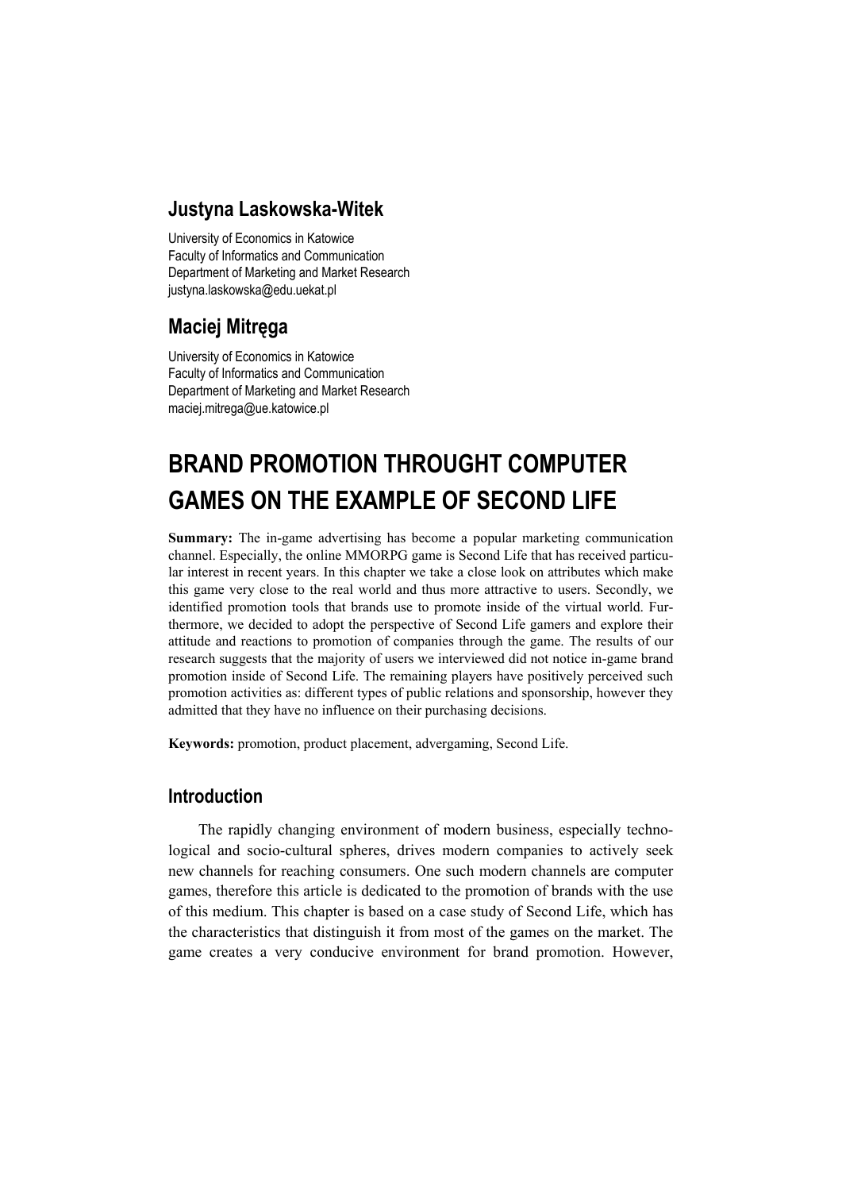## Justyna Laskowska-Witek

University of Economics in Katowice
Faculty of Informatics and Communication
Department of Marketing and Market Research
justyna.laskowska@edu.uekat.pl

## Maciej Mitręga

University of Economics in Katowice
Faculty of Informatics and Communication
Department of Marketing and Market Research
maciej.mitrega@ue.katowice.pl

# BRAND PROMOTION THROUGHT COMPUTER GAMES ON THE EXAMPLE OF SECOND LIFE

**Summary:** The in-game advertising has become a popular marketing communication channel. Especially, the online MMORPG game is Second Life that has received particular interest in recent years. In this chapter we take a close look on attributes which make this game very close to the real world and thus more attractive to users. Secondly, we identified promotion tools that brands use to promote inside of the virtual world. Furthermore, we decided to adopt the perspective of Second Life gamers and explore their attitude and reactions to promotion of companies through the game. The results of our research suggests that the majority of users we interviewed did not notice in-game brand promotion inside of Second Life. The remaining players have positively perceived such promotion activities as: different types of public relations and sponsorship, however they admitted that they have no influence on their purchasing decisions.

**Keywords:** promotion, product placement, advergaming, Second Life.

## Introduction

The rapidly changing environment of modern business, especially technological and socio-cultural spheres, drives modern companies to actively seek new channels for reaching consumers. One such modern channels are computer games, therefore this article is dedicated to the promotion of brands with the use of this medium. This chapter is based on a case study of Second Life, which has the characteristics that distinguish it from most of the games on the market. The game creates a very conducive environment for brand promotion. However,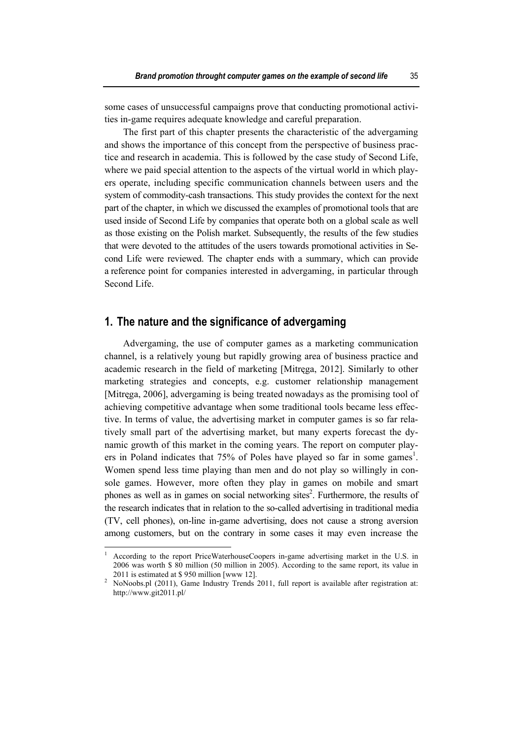some cases of unsuccessful campaigns prove that conducting promotional activities in-game requires adequate knowledge and careful preparation.

The first part of this chapter presents the characteristic of the advergaming and shows the importance of this concept from the perspective of business practice and research in academia. This is followed by the case study of Second Life, where we paid special attention to the aspects of the virtual world in which players operate, including specific communication channels between users and the system of commodity-cash transactions. This study provides the context for the next part of the chapter, in which we discussed the examples of promotional tools that are used inside of Second Life by companies that operate both on a global scale as well as those existing on the Polish market. Subsequently, the results of the few studies that were devoted to the attitudes of the users towards promotional activities in Second Life were reviewed. The chapter ends with a summary, which can provide a reference point for companies interested in advergaming, in particular through Second Life.

## 1. The nature and the significance of advergaming

Advergaming, the use of computer games as a marketing communication channel, is a relatively young but rapidly growing area of business practice and academic research in the field of marketing [Mitręga, 2012]. Similarly to other marketing strategies and concepts, e.g. customer relationship management [Mitręga, 2006], advergaming is being treated nowadays as the promising tool of achieving competitive advantage when some traditional tools became less effective. In terms of value, the advertising market in computer games is so far relatively small part of the advertising market, but many experts forecast the dynamic growth of this market in the coming years. The report on computer players in Poland indicates that 75% of Poles have played so far in some games[1]. Women spend less time playing than men and do not play so willingly in console games. However, more often they play in games on mobile and smart phones as well as in games on social networking sites[2]. Furthermore, the results of the research indicates that in relation to the so-called advertising in traditional media (TV, cell phones), on-line in-game advertising, does not cause a strong aversion among customers, but on the contrary in some cases it may even increase the

---

[1] According to the report PriceWaterhouseCoopers in-game advertising market in the U.S. in 2006 was worth $ 80 million (50 million in 2005). According to the same report, its value in 2011 is estimated at $ 950 million [www 12].

[2] NoNoobs.pl (2011), Game Industry Trends 2011, full report is available after registration at: http://www.git2011.pl/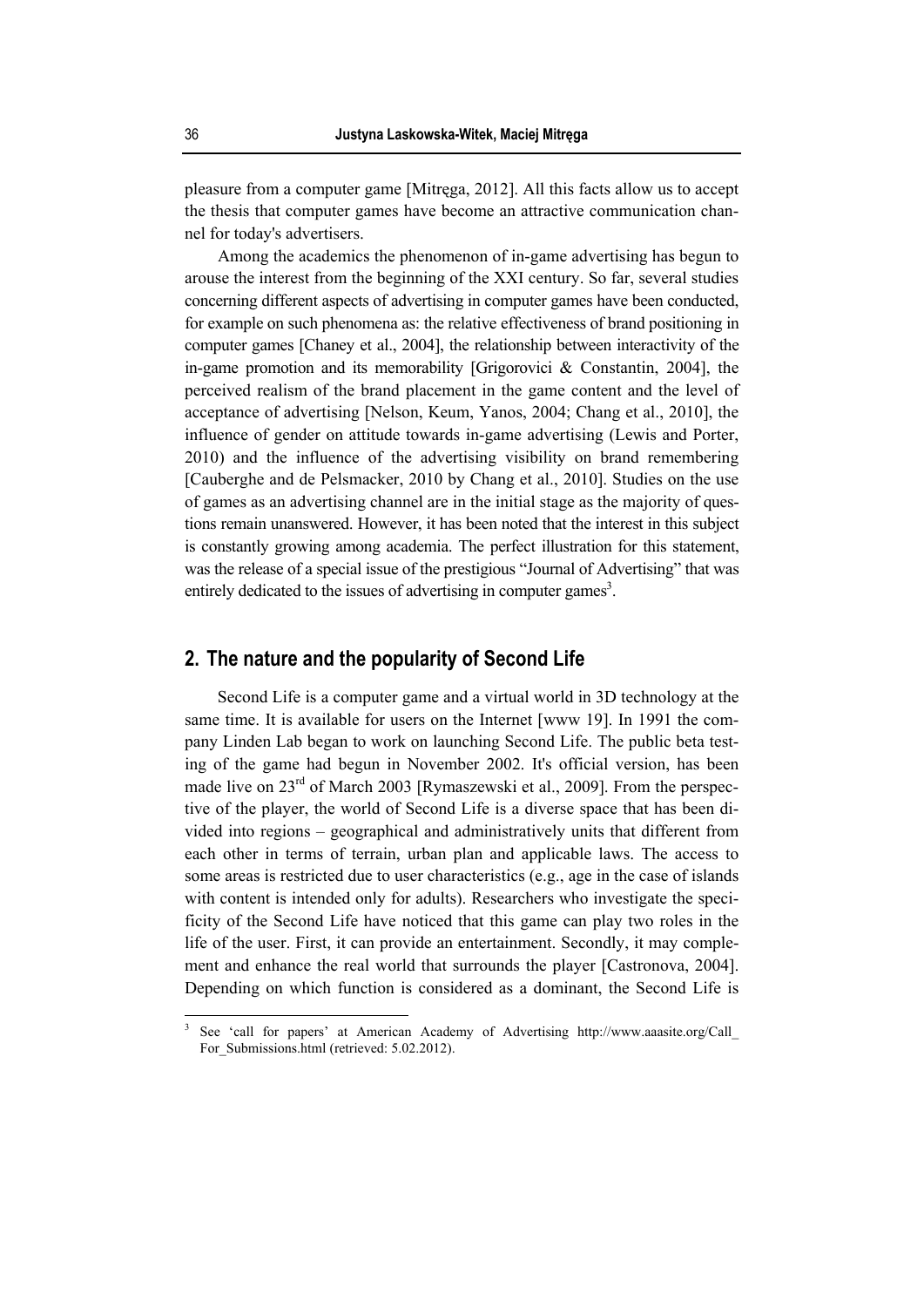pleasure from a computer game [Mitręga, 2012]. All this facts allow us to accept the thesis that computer games have become an attractive communication channel for today's advertisers.

Among the academics the phenomenon of in-game advertising has begun to arouse the interest from the beginning of the XXI century. So far, several studies concerning different aspects of advertising in computer games have been conducted, for example on such phenomena as: the relative effectiveness of brand positioning in computer games [Chaney et al., 2004], the relationship between interactivity of the in-game promotion and its memorability [Grigorovici & Constantin, 2004], the perceived realism of the brand placement in the game content and the level of acceptance of advertising [Nelson, Keum, Yanos, 2004; Chang et al., 2010], the influence of gender on attitude towards in-game advertising (Lewis and Porter, 2010) and the influence of the advertising visibility on brand remembering [Cauberghe and de Pelsmacker, 2010 by Chang et al., 2010]. Studies on the use of games as an advertising channel are in the initial stage as the majority of questions remain unanswered. However, it has been noted that the interest in this subject is constantly growing among academia. The perfect illustration for this statement, was the release of a special issue of the prestigious "Journal of Advertising" that was entirely dedicated to the issues of advertising in computer games[3].

## 2. The nature and the popularity of Second Life

Second Life is a computer game and a virtual world in 3D technology at the same time. It is available for users on the Internet [www 19]. In 1991 the company Linden Lab began to work on launching Second Life. The public beta testing of the game had begun in November 2002. It's official version, has been made live on 23rd of March 2003 [Rymaszewski et al., 2009]. From the perspective of the player, the world of Second Life is a diverse space that has been divided into regions – geographical and administratively units that different from each other in terms of terrain, urban plan and applicable laws. The access to some areas is restricted due to user characteristics (e.g., age in the case of islands with content is intended only for adults). Researchers who investigate the specificity of the Second Life have noticed that this game can play two roles in the life of the user. First, it can provide an entertainment. Secondly, it may complement and enhance the real world that surrounds the player [Castronova, 2004]. Depending on which function is considered as a dominant, the Second Life is

[3] See 'call for papers' at American Academy of Advertising http://www.aaasite.org/Call_For_Submissions.html (retrieved: 5.02.2012).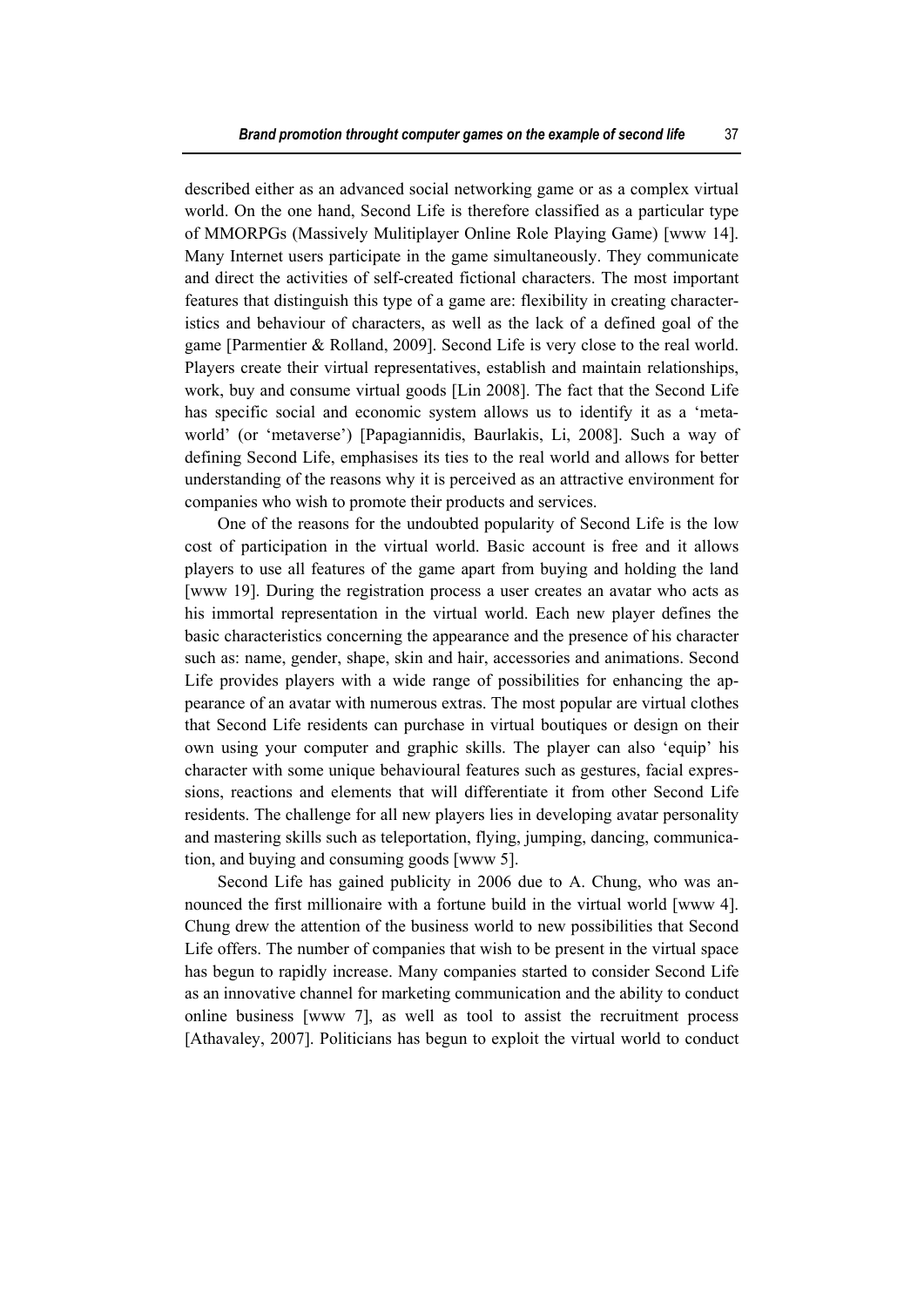described either as an advanced social networking game or as a complex virtual world. On the one hand, Second Life is therefore classified as a particular type of MMORPGs (Massively Mulitiplayer Online Role Playing Game) [www 14]. Many Internet users participate in the game simultaneously. They communicate and direct the activities of self-created fictional characters. The most important features that distinguish this type of a game are: flexibility in creating characteristics and behaviour of characters, as well as the lack of a defined goal of the game [Parmentier & Rolland, 2009]. Second Life is very close to the real world. Players create their virtual representatives, establish and maintain relationships, work, buy and consume virtual goods [Lin 2008]. The fact that the Second Life has specific social and economic system allows us to identify it as a 'metaworld' (or 'metaverse') [Papagiannidis, Baurlakis, Li, 2008]. Such a way of defining Second Life, emphasises its ties to the real world and allows for better understanding of the reasons why it is perceived as an attractive environment for companies who wish to promote their products and services.

One of the reasons for the undoubted popularity of Second Life is the low cost of participation in the virtual world. Basic account is free and it allows players to use all features of the game apart from buying and holding the land [www 19]. During the registration process a user creates an avatar who acts as his immortal representation in the virtual world. Each new player defines the basic characteristics concerning the appearance and the presence of his character such as: name, gender, shape, skin and hair, accessories and animations. Second Life provides players with a wide range of possibilities for enhancing the appearance of an avatar with numerous extras. The most popular are virtual clothes that Second Life residents can purchase in virtual boutiques or design on their own using your computer and graphic skills. The player can also 'equip' his character with some unique behavioural features such as gestures, facial expressions, reactions and elements that will differentiate it from other Second Life residents. The challenge for all new players lies in developing avatar personality and mastering skills such as teleportation, flying, jumping, dancing, communication, and buying and consuming goods [www 5].

Second Life has gained publicity in 2006 due to A. Chung, who was announced the first millionaire with a fortune build in the virtual world [www 4]. Chung drew the attention of the business world to new possibilities that Second Life offers. The number of companies that wish to be present in the virtual space has begun to rapidly increase. Many companies started to consider Second Life as an innovative channel for marketing communication and the ability to conduct online business [www 7], as well as tool to assist the recruitment process [Athavaley, 2007]. Politicians has begun to exploit the virtual world to conduct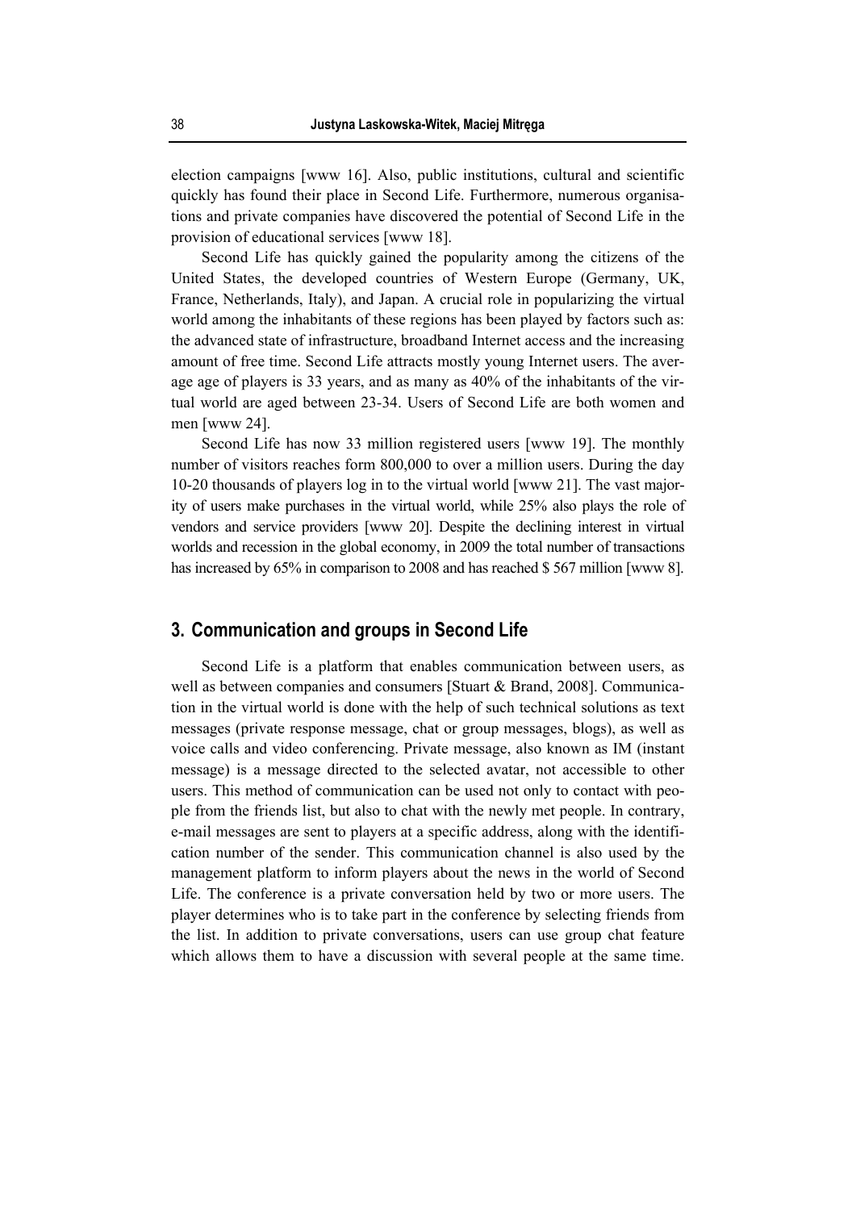election campaigns [www 16]. Also, public institutions, cultural and scientific quickly has found their place in Second Life. Furthermore, numerous organisations and private companies have discovered the potential of Second Life in the provision of educational services [www 18].

Second Life has quickly gained the popularity among the citizens of the United States, the developed countries of Western Europe (Germany, UK, France, Netherlands, Italy), and Japan. A crucial role in popularizing the virtual world among the inhabitants of these regions has been played by factors such as: the advanced state of infrastructure, broadband Internet access and the increasing amount of free time. Second Life attracts mostly young Internet users. The average age of players is 33 years, and as many as 40% of the inhabitants of the virtual world are aged between 23-34. Users of Second Life are both women and men [www 24].

Second Life has now 33 million registered users [www 19]. The monthly number of visitors reaches form 800,000 to over a million users. During the day 10-20 thousands of players log in to the virtual world [www 21]. The vast majority of users make purchases in the virtual world, while 25% also plays the role of vendors and service providers [www 20]. Despite the declining interest in virtual worlds and recession in the global economy, in 2009 the total number of transactions has increased by 65% in comparison to 2008 and has reached $ 567 million [www 8].

## 3. Communication and groups in Second Life

Second Life is a platform that enables communication between users, as well as between companies and consumers [Stuart & Brand, 2008]. Communication in the virtual world is done with the help of such technical solutions as text messages (private response message, chat or group messages, blogs), as well as voice calls and video conferencing. Private message, also known as IM (instant message) is a message directed to the selected avatar, not accessible to other users. This method of communication can be used not only to contact with people from the friends list, but also to chat with the newly met people. In contrary, e-mail messages are sent to players at a specific address, along with the identification number of the sender. This communication channel is also used by the management platform to inform players about the news in the world of Second Life. The conference is a private conversation held by two or more users. The player determines who is to take part in the conference by selecting friends from the list. In addition to private conversations, users can use group chat feature which allows them to have a discussion with several people at the same time.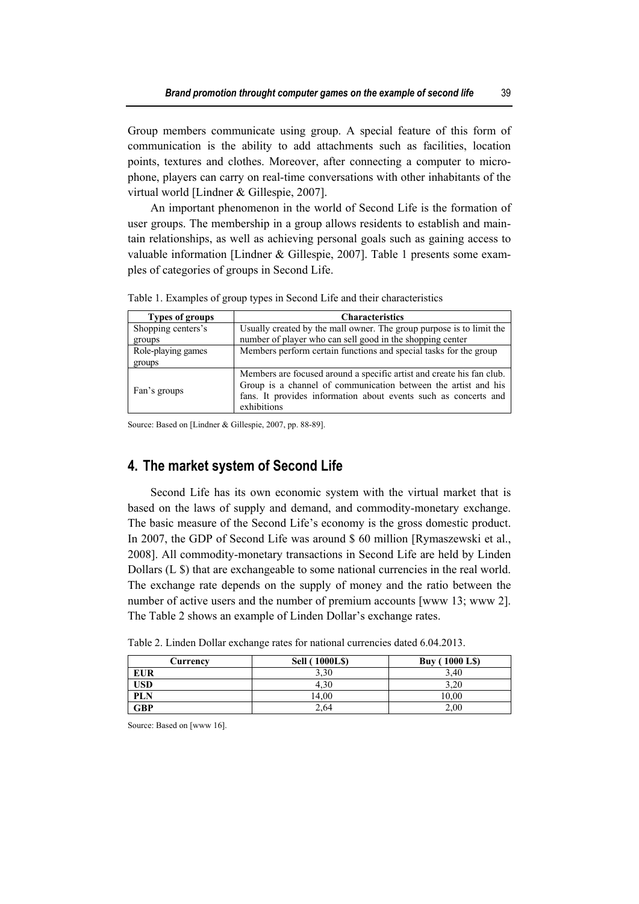Group members communicate using group. A special feature of this form of communication is the ability to add attachments such as facilities, location points, textures and clothes. Moreover, after connecting a computer to microphone, players can carry on real-time conversations with other inhabitants of the virtual world [Lindner & Gillespie, 2007].

An important phenomenon in the world of Second Life is the formation of user groups. The membership in a group allows residents to establish and maintain relationships, as well as achieving personal goals such as gaining access to valuable information [Lindner & Gillespie, 2007]. Table 1 presents some examples of categories of groups in Second Life.

Table 1. Examples of group types in Second Life and their characteristics

| Types of groups | Characteristics |
|---|---|
| Shopping centers's groups | Usually created by the mall owner. The group purpose is to limit the number of player who can sell good in the shopping center |
| Role-playing games groups | Members perform certain functions and special tasks for the group |
| Fan's groups | Members are focused around a specific artist and create his fan club. Group is a channel of communication between the artist and his fans. It provides information about events such as concerts and exhibitions |

Source: Based on [Lindner & Gillespie, 2007, pp. 88-89].

## 4. The market system of Second Life

Second Life has its own economic system with the virtual market that is based on the laws of supply and demand, and commodity-monetary exchange. The basic measure of the Second Life's economy is the gross domestic product. In 2007, the GDP of Second Life was around $ 60 million [Rymaszewski et al., 2008]. All commodity-monetary transactions in Second Life are held by Linden Dollars (L $) that are exchangeable to some national currencies in the real world. The exchange rate depends on the supply of money and the ratio between the number of active users and the number of premium accounts [www 13; www 2]. The Table 2 shows an example of Linden Dollar's exchange rates.

Table 2. Linden Dollar exchange rates for national currencies dated 6.04.2013.

| Currency | Sell ( 1000L$) | Buy ( 1000 L$) |
|---|---|---|
| **EUR** | 3,30 | 3,40 |
| **USD** | 4,30 | 3,20 |
| **PLN** | 14,00 | 10,00 |
| **GBP** | 2,64 | 2,00 |

Source: Based on [www 16].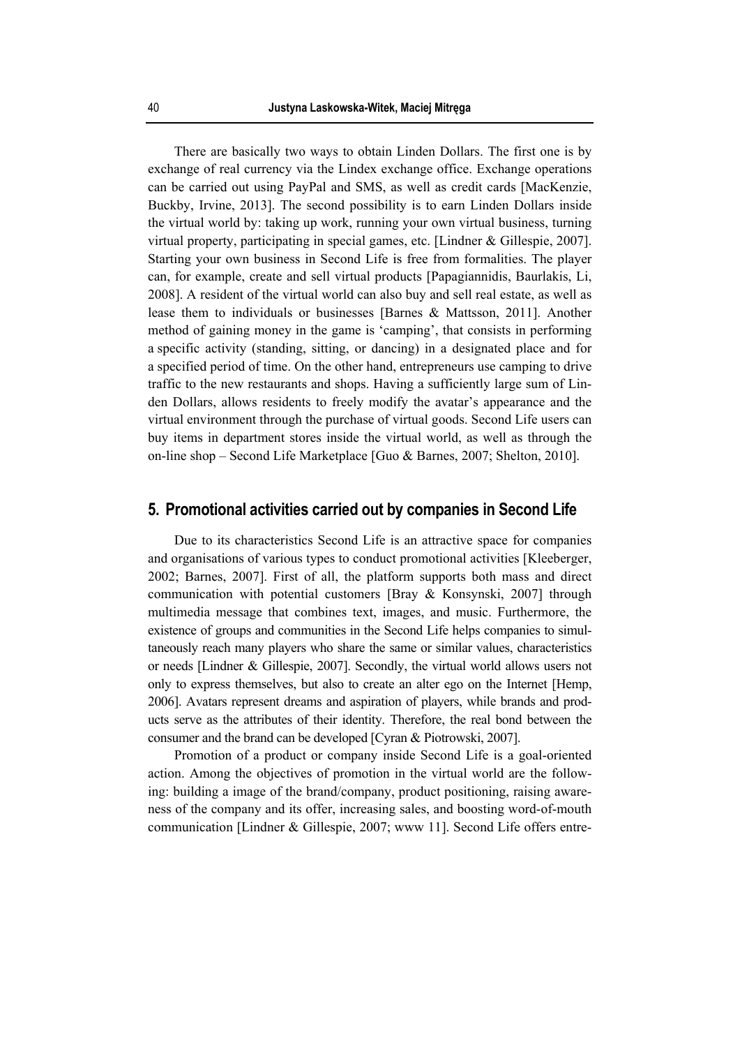There are basically two ways to obtain Linden Dollars. The first one is by exchange of real currency via the Lindex exchange office. Exchange operations can be carried out using PayPal and SMS, as well as credit cards [MacKenzie, Buckby, Irvine, 2013]. The second possibility is to earn Linden Dollars inside the virtual world by: taking up work, running your own virtual business, turning virtual property, participating in special games, etc. [Lindner & Gillespie, 2007]. Starting your own business in Second Life is free from formalities. The player can, for example, create and sell virtual products [Papagiannidis, Baurlakis, Li, 2008]. A resident of the virtual world can also buy and sell real estate, as well as lease them to individuals or businesses [Barnes & Mattsson, 2011]. Another method of gaining money in the game is 'camping', that consists in performing a specific activity (standing, sitting, or dancing) in a designated place and for a specified period of time. On the other hand, entrepreneurs use camping to drive traffic to the new restaurants and shops. Having a sufficiently large sum of Linden Dollars, allows residents to freely modify the avatar's appearance and the virtual environment through the purchase of virtual goods. Second Life users can buy items in department stores inside the virtual world, as well as through the on-line shop – Second Life Marketplace [Guo & Barnes, 2007; Shelton, 2010].

## 5. Promotional activities carried out by companies in Second Life

Due to its characteristics Second Life is an attractive space for companies and organisations of various types to conduct promotional activities [Kleeberger, 2002; Barnes, 2007]. First of all, the platform supports both mass and direct communication with potential customers [Bray & Konsynski, 2007] through multimedia message that combines text, images, and music. Furthermore, the existence of groups and communities in the Second Life helps companies to simultaneously reach many players who share the same or similar values, characteristics or needs [Lindner & Gillespie, 2007]. Secondly, the virtual world allows users not only to express themselves, but also to create an alter ego on the Internet [Hemp, 2006]. Avatars represent dreams and aspiration of players, while brands and products serve as the attributes of their identity. Therefore, the real bond between the consumer and the brand can be developed [Cyran & Piotrowski, 2007].

Promotion of a product or company inside Second Life is a goal-oriented action. Among the objectives of promotion in the virtual world are the following: building a image of the brand/company, product positioning, raising awareness of the company and its offer, increasing sales, and boosting word-of-mouth communication [Lindner & Gillespie, 2007; www 11]. Second Life offers entre-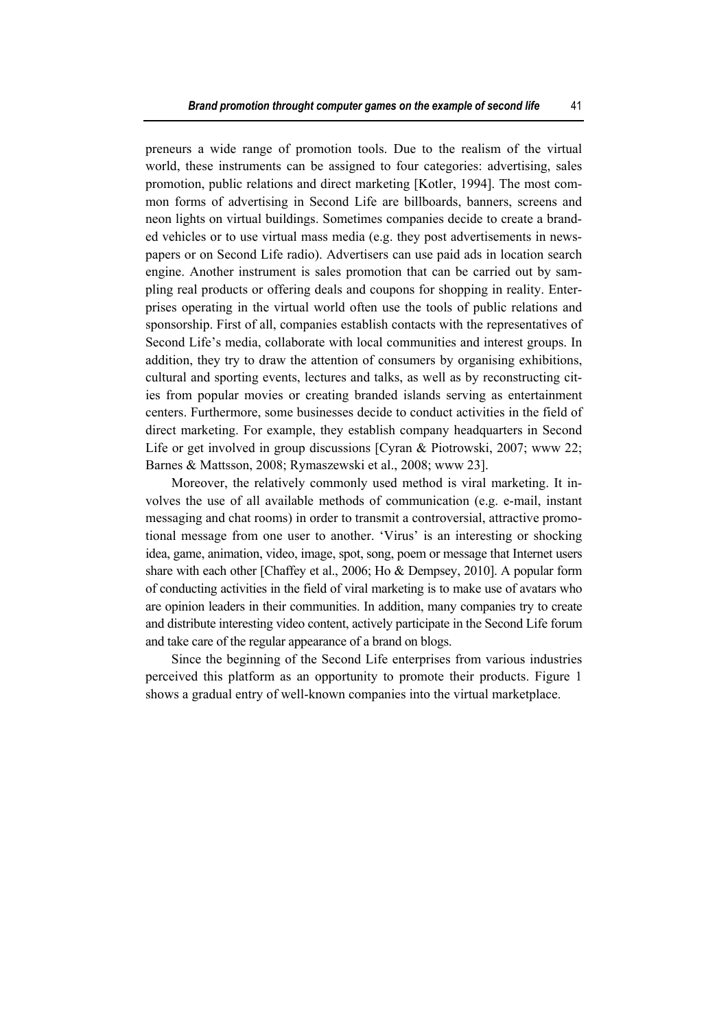preneurs a wide range of promotion tools. Due to the realism of the virtual world, these instruments can be assigned to four categories: advertising, sales promotion, public relations and direct marketing [Kotler, 1994]. The most common forms of advertising in Second Life are billboards, banners, screens and neon lights on virtual buildings. Sometimes companies decide to create a branded vehicles or to use virtual mass media (e.g. they post advertisements in newspapers or on Second Life radio). Advertisers can use paid ads in location search engine. Another instrument is sales promotion that can be carried out by sampling real products or offering deals and coupons for shopping in reality. Enterprises operating in the virtual world often use the tools of public relations and sponsorship. First of all, companies establish contacts with the representatives of Second Life's media, collaborate with local communities and interest groups. In addition, they try to draw the attention of consumers by organising exhibitions, cultural and sporting events, lectures and talks, as well as by reconstructing cities from popular movies or creating branded islands serving as entertainment centers. Furthermore, some businesses decide to conduct activities in the field of direct marketing. For example, they establish company headquarters in Second Life or get involved in group discussions [Cyran & Piotrowski, 2007; www 22; Barnes & Mattsson, 2008; Rymaszewski et al., 2008; www 23].

Moreover, the relatively commonly used method is viral marketing. It involves the use of all available methods of communication (e.g. e-mail, instant messaging and chat rooms) in order to transmit a controversial, attractive promotional message from one user to another. 'Virus' is an interesting or shocking idea, game, animation, video, image, spot, song, poem or message that Internet users share with each other [Chaffey et al., 2006; Ho & Dempsey, 2010]. A popular form of conducting activities in the field of viral marketing is to make use of avatars who are opinion leaders in their communities. In addition, many companies try to create and distribute interesting video content, actively participate in the Second Life forum and take care of the regular appearance of a brand on blogs.

Since the beginning of the Second Life enterprises from various industries perceived this platform as an opportunity to promote their products. Figure 1 shows a gradual entry of well-known companies into the virtual marketplace.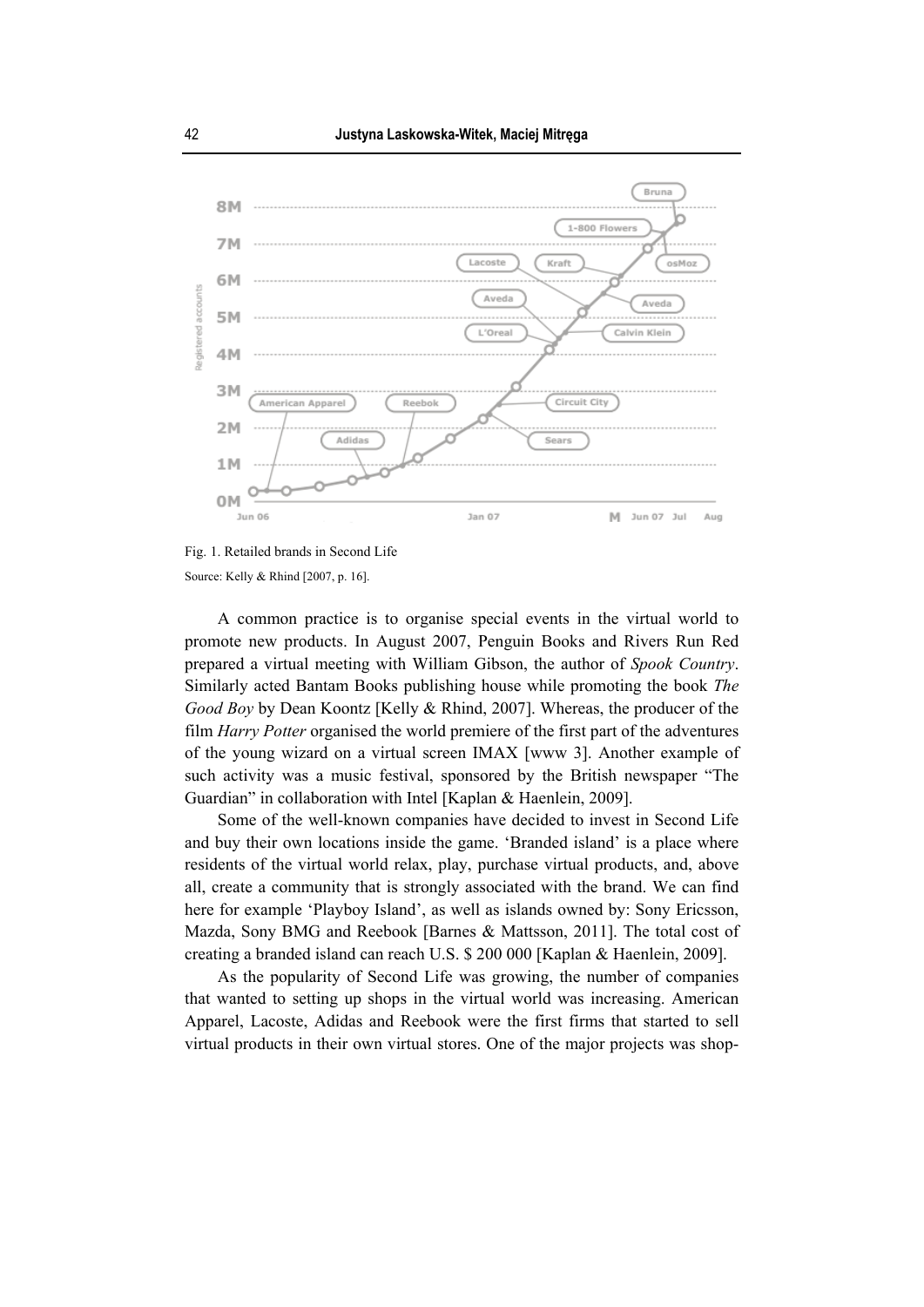Fig. 1. Retailed brands in Second Life

Source: Kelly & Rhind [2007, p. 16].

A common practice is to organise special events in the virtual world to promote new products. In August 2007, Penguin Books and Rivers Run Red prepared a virtual meeting with William Gibson, the author of *Spook Country*. Similarly acted Bantam Books publishing house while promoting the book *The Good Boy* by Dean Koontz [Kelly & Rhind, 2007]. Whereas, the producer of the film *Harry Potter* organised the world premiere of the first part of the adventures of the young wizard on a virtual screen IMAX [www 3]. Another example of such activity was a music festival, sponsored by the British newspaper "The Guardian" in collaboration with Intel [Kaplan & Haenlein, 2009].

Some of the well-known companies have decided to invest in Second Life and buy their own locations inside the game. 'Branded island' is a place where residents of the virtual world relax, play, purchase virtual products, and, above all, create a community that is strongly associated with the brand. We can find here for example 'Playboy Island', as well as islands owned by: Sony Ericsson, Mazda, Sony BMG and Reebook [Barnes & Mattsson, 2011]. The total cost of creating a branded island can reach U.S. $ 200 000 [Kaplan & Haenlein, 2009].

As the popularity of Second Life was growing, the number of companies that wanted to setting up shops in the virtual world was increasing. American Apparel, Lacoste, Adidas and Reebook were the first firms that started to sell virtual products in their own virtual stores. One of the major projects was shop-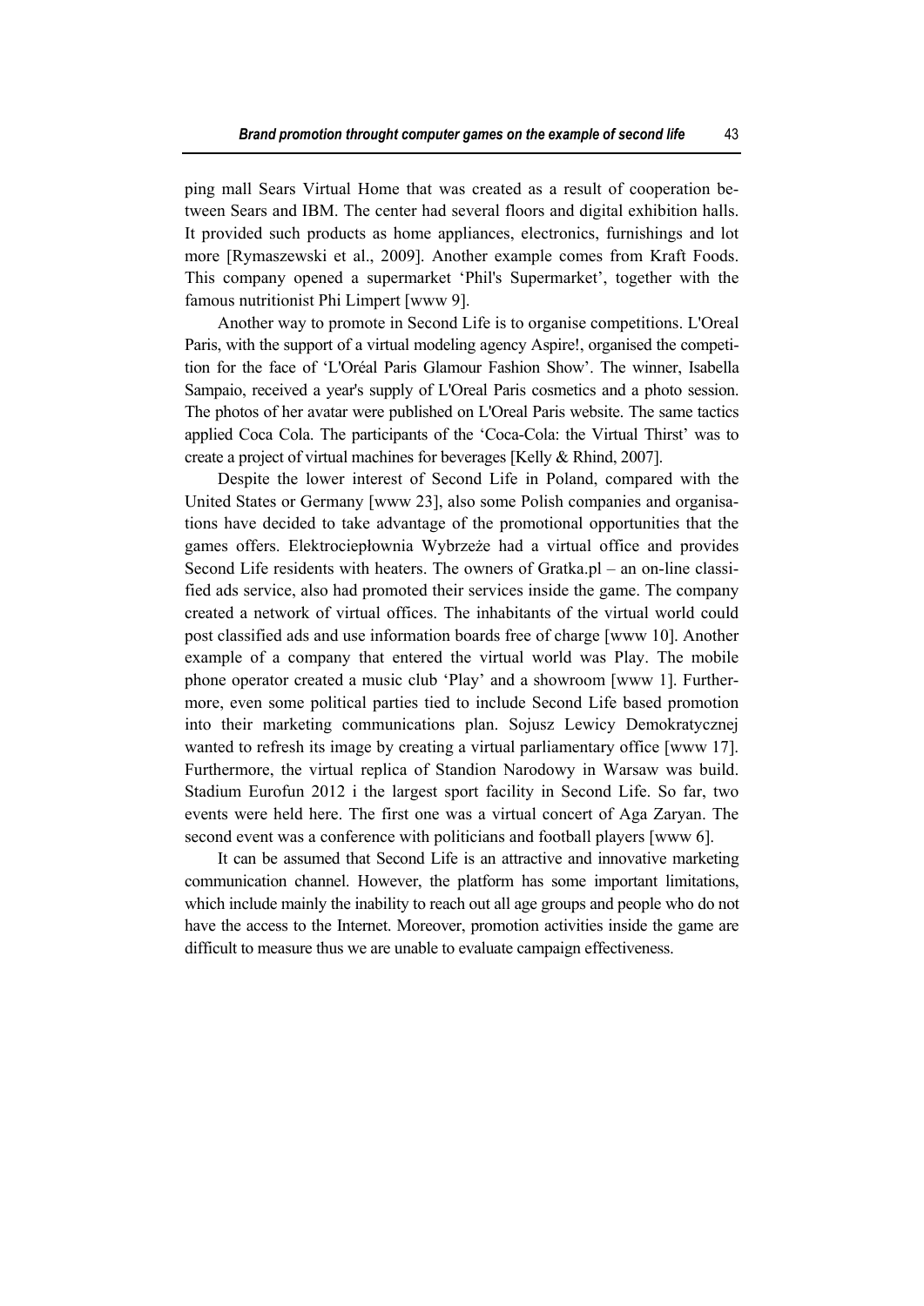ping mall Sears Virtual Home that was created as a result of cooperation between Sears and IBM. The center had several floors and digital exhibition halls. It provided such products as home appliances, electronics, furnishings and lot more [Rymaszewski et al., 2009]. Another example comes from Kraft Foods. This company opened a supermarket 'Phil's Supermarket', together with the famous nutritionist Phi Limpert [www 9].

Another way to promote in Second Life is to organise competitions. L'Oreal Paris, with the support of a virtual modeling agency Aspire!, organised the competition for the face of 'L'Oréal Paris Glamour Fashion Show'. The winner, Isabella Sampaio, received a year's supply of L'Oreal Paris cosmetics and a photo session. The photos of her avatar were published on L'Oreal Paris website. The same tactics applied Coca Cola. The participants of the 'Coca-Cola: the Virtual Thirst' was to create a project of virtual machines for beverages [Kelly & Rhind, 2007].

Despite the lower interest of Second Life in Poland, compared with the United States or Germany [www 23], also some Polish companies and organisations have decided to take advantage of the promotional opportunities that the games offers. Elektrociepłownia Wybrzeże had a virtual office and provides Second Life residents with heaters. The owners of Gratka.pl – an on-line classified ads service, also had promoted their services inside the game. The company created a network of virtual offices. The inhabitants of the virtual world could post classified ads and use information boards free of charge [www 10]. Another example of a company that entered the virtual world was Play. The mobile phone operator created a music club 'Play' and a showroom [www 1]. Furthermore, even some political parties tied to include Second Life based promotion into their marketing communications plan. Sojusz Lewicy Demokratycznej wanted to refresh its image by creating a virtual parliamentary office [www 17]. Furthermore, the virtual replica of Standion Narodowy in Warsaw was build. Stadium Eurofun 2012 i the largest sport facility in Second Life. So far, two events were held here. The first one was a virtual concert of Aga Zaryan. The second event was a conference with politicians and football players [www 6].

It can be assumed that Second Life is an attractive and innovative marketing communication channel. However, the platform has some important limitations, which include mainly the inability to reach out all age groups and people who do not have the access to the Internet. Moreover, promotion activities inside the game are difficult to measure thus we are unable to evaluate campaign effectiveness.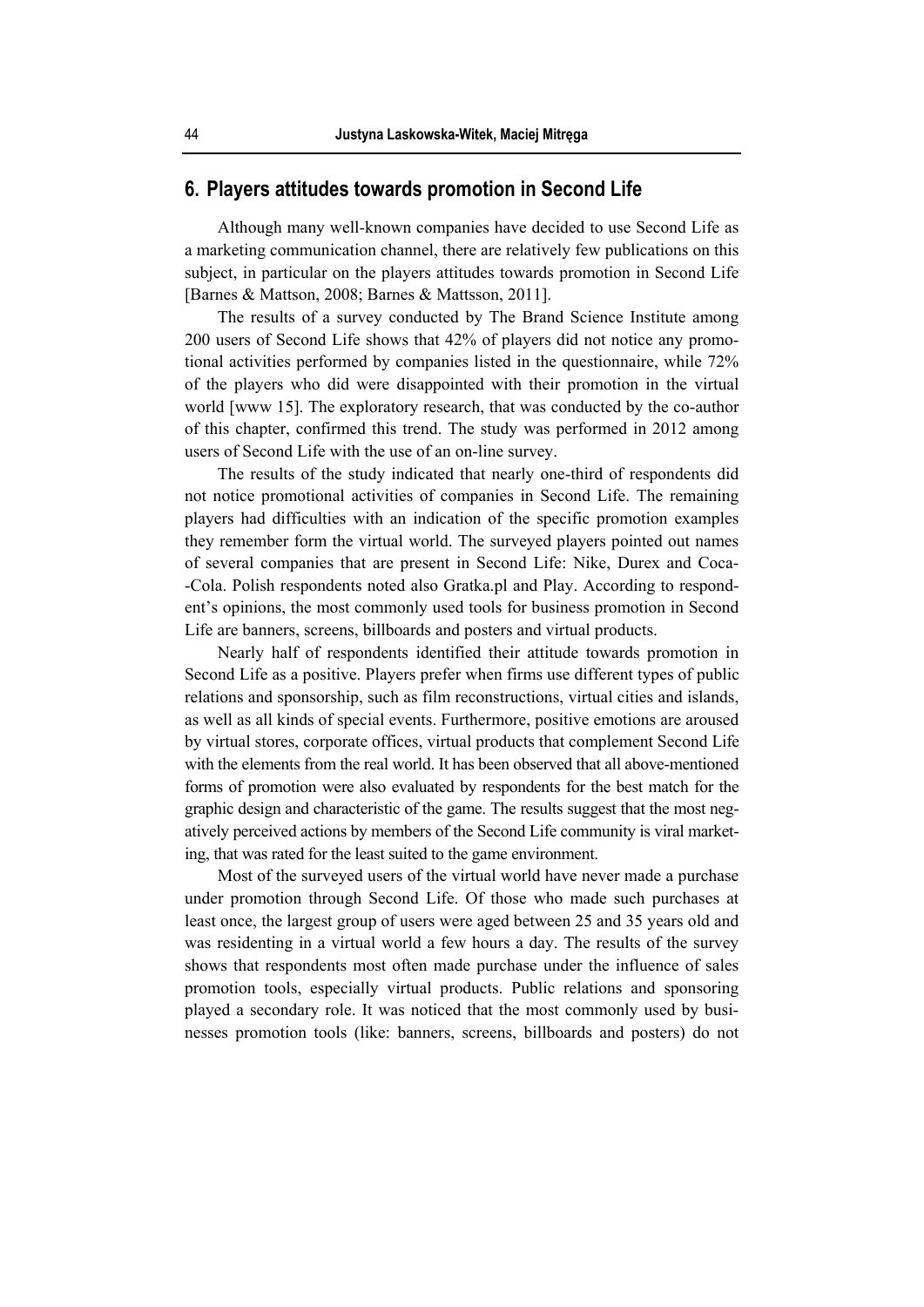## 6. Players attitudes towards promotion in Second Life

Although many well-known companies have decided to use Second Life as a marketing communication channel, there are relatively few publications on this subject, in particular on the players attitudes towards promotion in Second Life [Barnes & Mattson, 2008; Barnes & Mattsson, 2011].

The results of a survey conducted by The Brand Science Institute among 200 users of Second Life shows that 42% of players did not notice any promotional activities performed by companies listed in the questionnaire, while 72% of the players who did were disappointed with their promotion in the virtual world [www 15]. The exploratory research, that was conducted by the co-author of this chapter, confirmed this trend. The study was performed in 2012 among users of Second Life with the use of an on-line survey.

The results of the study indicated that nearly one-third of respondents did not notice promotional activities of companies in Second Life. The remaining players had difficulties with an indication of the specific promotion examples they remember form the virtual world. The surveyed players pointed out names of several companies that are present in Second Life: Nike, Durex and Coca--Cola. Polish respondents noted also Gratka.pl and Play. According to respondent's opinions, the most commonly used tools for business promotion in Second Life are banners, screens, billboards and posters and virtual products.

Nearly half of respondents identified their attitude towards promotion in Second Life as a positive. Players prefer when firms use different types of public relations and sponsorship, such as film reconstructions, virtual cities and islands, as well as all kinds of special events. Furthermore, positive emotions are aroused by virtual stores, corporate offices, virtual products that complement Second Life with the elements from the real world. It has been observed that all above-mentioned forms of promotion were also evaluated by respondents for the best match for the graphic design and characteristic of the game. The results suggest that the most negatively perceived actions by members of the Second Life community is viral marketing, that was rated for the least suited to the game environment.

Most of the surveyed users of the virtual world have never made a purchase under promotion through Second Life. Of those who made such purchases at least once, the largest group of users were aged between 25 and 35 years old and was residenting in a virtual world a few hours a day. The results of the survey shows that respondents most often made purchase under the influence of sales promotion tools, especially virtual products. Public relations and sponsoring played a secondary role. It was noticed that the most commonly used by businesses promotion tools (like: banners, screens, billboards and posters) do not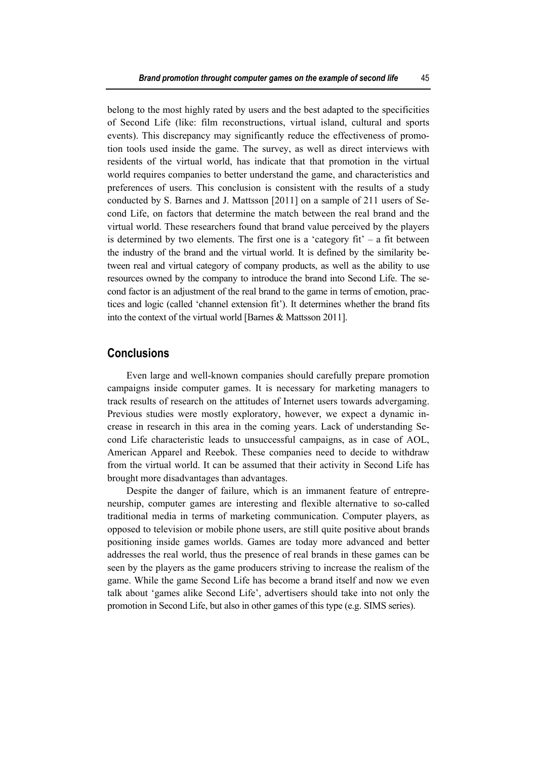belong to the most highly rated by users and the best adapted to the specificities of Second Life (like: film reconstructions, virtual island, cultural and sports events). This discrepancy may significantly reduce the effectiveness of promotion tools used inside the game. The survey, as well as direct interviews with residents of the virtual world, has indicate that that promotion in the virtual world requires companies to better understand the game, and characteristics and preferences of users. This conclusion is consistent with the results of a study conducted by S. Barnes and J. Mattsson [2011] on a sample of 211 users of Second Life, on factors that determine the match between the real brand and the virtual world. These researchers found that brand value perceived by the players is determined by two elements. The first one is a 'category fit' – a fit between the industry of the brand and the virtual world. It is defined by the similarity between real and virtual category of company products, as well as the ability to use resources owned by the company to introduce the brand into Second Life. The second factor is an adjustment of the real brand to the game in terms of emotion, practices and logic (called 'channel extension fit'). It determines whether the brand fits into the context of the virtual world [Barnes & Mattsson 2011].

## Conclusions

Even large and well-known companies should carefully prepare promotion campaigns inside computer games. It is necessary for marketing managers to track results of research on the attitudes of Internet users towards advergaming. Previous studies were mostly exploratory, however, we expect a dynamic increase in research in this area in the coming years. Lack of understanding Second Life characteristic leads to unsuccessful campaigns, as in case of AOL, American Apparel and Reebok. These companies need to decide to withdraw from the virtual world. It can be assumed that their activity in Second Life has brought more disadvantages than advantages.

Despite the danger of failure, which is an immanent feature of entrepreneurship, computer games are interesting and flexible alternative to so-called traditional media in terms of marketing communication. Computer players, as opposed to television or mobile phone users, are still quite positive about brands positioning inside games worlds. Games are today more advanced and better addresses the real world, thus the presence of real brands in these games can be seen by the players as the game producers striving to increase the realism of the game. While the game Second Life has become a brand itself and now we even talk about 'games alike Second Life', advertisers should take into not only the promotion in Second Life, but also in other games of this type (e.g. SIMS series).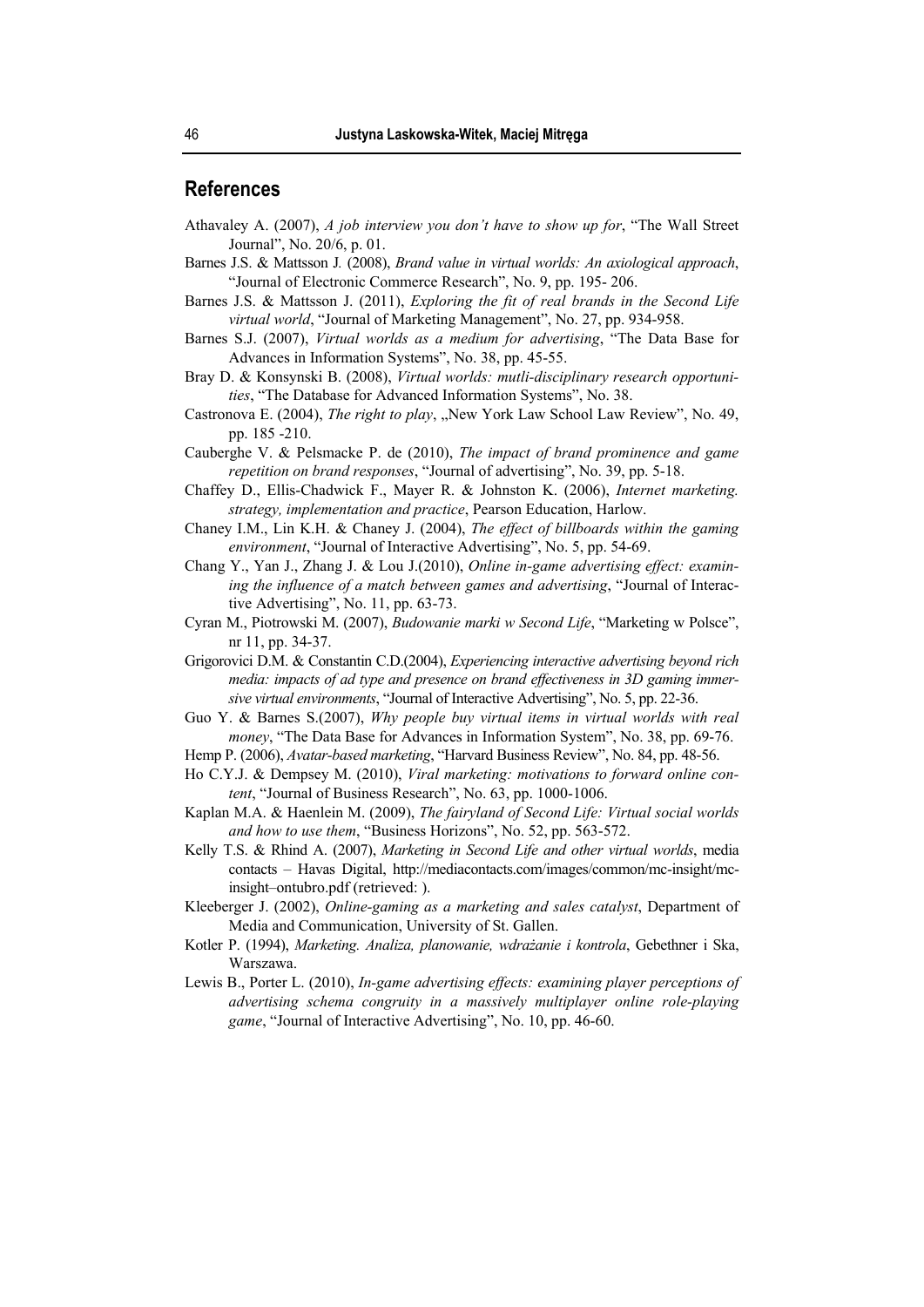## References

Athavaley A. (2007), *A job interview you don't have to show up for*, "The Wall Street Journal", No. 20/6, p. 01.

Barnes J.S. & Mattsson J. (2008), *Brand value in virtual worlds: An axiological approach*, "Journal of Electronic Commerce Research", No. 9, pp. 195- 206.

Barnes J.S. & Mattsson J. (2011), *Exploring the fit of real brands in the Second Life virtual world*, "Journal of Marketing Management", No. 27, pp. 934-958.

Barnes S.J. (2007), *Virtual worlds as a medium for advertising*, "The Data Base for Advances in Information Systems", No. 38, pp. 45-55.

Bray D. & Konsynski B. (2008), *Virtual worlds: mutli-disciplinary research opportunities*, "The Database for Advanced Information Systems", No. 38.

Castronova E. (2004), *The right to play*, „New York Law School Law Review", No. 49, pp. 185 -210.

Cauberghe V. & Pelsmacke P. de (2010), *The impact of brand prominence and game repetition on brand responses*, "Journal of advertising", No. 39, pp. 5-18.

Chaffey D., Ellis-Chadwick F., Mayer R. & Johnston K. (2006), *Internet marketing. strategy, implementation and practice*, Pearson Education, Harlow.

Chaney I.M., Lin K.H. & Chaney J. (2004), *The effect of billboards within the gaming environment*, "Journal of Interactive Advertising", No. 5, pp. 54-69.

Chang Y., Yan J., Zhang J. & Lou J.(2010), *Online in-game advertising effect: examining the influence of a match between games and advertising*, "Journal of Interactive Advertising", No. 11, pp. 63-73.

Cyran M., Piotrowski M. (2007), *Budowanie marki w Second Life*, "Marketing w Polsce", nr 11, pp. 34-37.

Grigorovici D.M. & Constantin C.D.(2004), *Experiencing interactive advertising beyond rich media: impacts of ad type and presence on brand effectiveness in 3D gaming immersive virtual environments*, "Journal of Interactive Advertising", No. 5, pp. 22-36.

Guo Y. & Barnes S.(2007), *Why people buy virtual items in virtual worlds with real money*, "The Data Base for Advances in Information System", No. 38, pp. 69-76.

Hemp P. (2006), *Avatar-based marketing*, "Harvard Business Review", No. 84, pp. 48-56.

Ho C.Y.J. & Dempsey M. (2010), *Viral marketing: motivations to forward online content*, "Journal of Business Research", No. 63, pp. 1000-1006.

Kaplan M.A. & Haenlein M. (2009), *The fairyland of Second Life: Virtual social worlds and how to use them*, "Business Horizons", No. 52, pp. 563-572.

Kelly T.S. & Rhind A. (2007), *Marketing in Second Life and other virtual worlds*, media contacts – Havas Digital, http://mediacontacts.com/images/common/mc-insight/mc-insight–ontubro.pdf (retrieved: ).

Kleeberger J. (2002), *Online-gaming as a marketing and sales catalyst*, Department of Media and Communication, University of St. Gallen.

Kotler P. (1994), *Marketing. Analiza, planowanie, wdrażanie i kontrola*, Gebethner i Ska, Warszawa.

Lewis B., Porter L. (2010), *In-game advertising effects: examining player perceptions of advertising schema congruity in a massively multiplayer online role-playing game*, "Journal of Interactive Advertising", No. 10, pp. 46-60.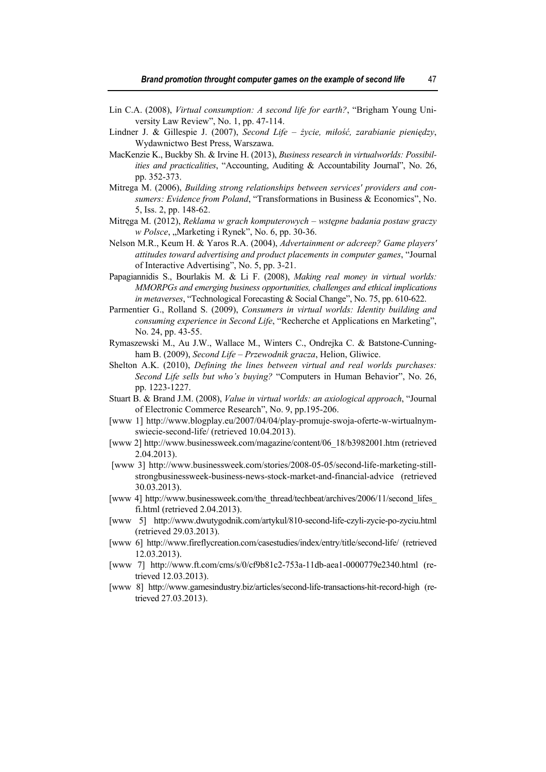Lin C.A. (2008), *Virtual consumption: A second life for earth?*, "Brigham Young University Law Review", No. 1, pp. 47-114.

Lindner J. & Gillespie J. (2007), *Second Life – życie, miłość, zarabianie pieniędzy*, Wydawnictwo Best Press, Warszawa.

MacKenzie K., Buckby Sh. & Irvine H. (2013), *Business research in virtualworlds: Possibilities and practicalities*, "Accounting, Auditing & Accountability Journal", No. 26, pp. 352-373.

Mitrega M. (2006), *Building strong relationships between services' providers and consumers: Evidence from Poland*, "Transformations in Business & Economics", No. 5, Iss. 2, pp. 148-62.

Mitręga M. (2012), *Reklama w grach komputerowych – wstępne badania postaw graczy w Polsce*, „Marketing i Rynek", No. 6, pp. 30-36.

Nelson M.R., Keum H. & Yaros R.A. (2004), *Advertainment or adcreep? Game players' attitudes toward advertising and product placements in computer games*, "Journal of Interactive Advertising", No. 5, pp. 3-21.

Papagiannidis S., Bourlakis M. & Li F. (2008), *Making real money in virtual worlds: MMORPGs and emerging business opportunities, challenges and ethical implications in metaverses*, "Technological Forecasting & Social Change", No. 75, pp. 610-622.

Parmentier G., Rolland S. (2009), *Consumers in virtual worlds: Identity building and consuming experience in Second Life*, "Recherche et Applications en Marketing", No. 24, pp. 43-55.

Rymaszewski M., Au J.W., Wallace M., Winters C., Ondrejka C. & Batstone-Cunningham B. (2009), *Second Life – Przewodnik gracza*, Helion, Gliwice.

Shelton A.K. (2010), *Defining the lines between virtual and real worlds purchases: Second Life sells but who's buying?* "Computers in Human Behavior", No. 26, pp. 1223-1227.

Stuart B. & Brand J.M. (2008), *Value in virtual worlds: an axiological approach*, "Journal of Electronic Commerce Research", No. 9, pp.195-206.

[www 1] http://www.blogplay.eu/2007/04/04/play-promuje-swoja-oferte-w-wirtualnym-swiecie-second-life/ (retrieved 10.04.2013).

[www 2] http://www.businessweek.com/magazine/content/06_18/b3982001.htm (retrieved 2.04.2013).

[www 3] http://www.businessweek.com/stories/2008-05-05/second-life-marketing-still-strongbusinessweek-business-news-stock-market-and-financial-advice (retrieved 30.03.2013).

[www 4] http://www.businessweek.com/the_thread/techbeat/archives/2006/11/second_lifes_fi.html (retrieved 2.04.2013).

[www 5] http://www.dwutygodnik.com/artykul/810-second-life-czyli-zycie-po-zyciu.html (retrieved 29.03.2013).

[www 6] http://www.fireflycreation.com/casestudies/index/entry/title/second-life/ (retrieved 12.03.2013).

[www 7] http://www.ft.com/cms/s/0/cf9b81c2-753a-11db-aea1-0000779e2340.html (retrieved 12.03.2013).

[www 8] http://www.gamesindustry.biz/articles/second-life-transactions-hit-record-high (retrieved 27.03.2013).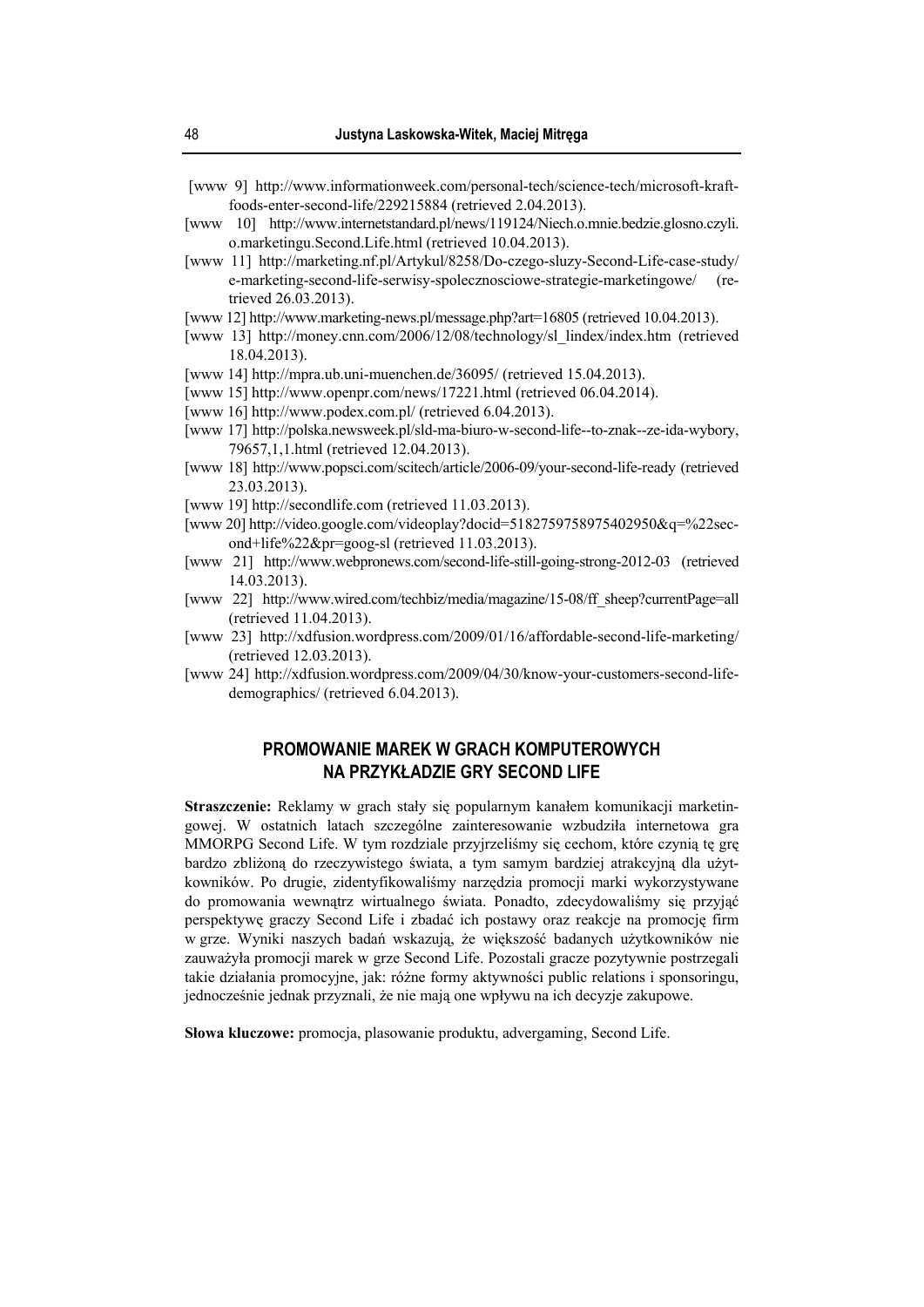[www 9] http://www.informationweek.com/personal-tech/science-tech/microsoft-kraft-foods-enter-second-life/229215884 (retrieved 2.04.2013).

[www 10] http://www.internetstandard.pl/news/119124/Niech.o.mnie.bedzie.glosno.czyli.o.marketingu.Second.Life.html (retrieved 10.04.2013).

[www 11] http://marketing.nf.pl/Artykul/8258/Do-czego-sluzy-Second-Life-case-study/e-marketing-second-life-serwisy-spolecznosciowe-strategie-marketingowe/ (retrieved 26.03.2013).

[www 12] http://www.marketing-news.pl/message.php?art=16805 (retrieved 10.04.2013).

[www 13] http://money.cnn.com/2006/12/08/technology/sl_lindex/index.htm (retrieved 18.04.2013).

[www 14] http://mpra.ub.uni-muenchen.de/36095/ (retrieved 15.04.2013).

[www 15] http://www.openpr.com/news/17221.html (retrieved 06.04.2014).

[www 16] http://www.podex.com.pl/ (retrieved 6.04.2013).

[www 17] http://polska.newsweek.pl/sld-ma-biuro-w-second-life--to-znak--ze-ida-wybory,79657,1,1.html (retrieved 12.04.2013).

[www 18] http://www.popsci.com/scitech/article/2006-09/your-second-life-ready (retrieved 23.03.2013).

[www 19] http://secondlife.com (retrieved 11.03.2013).

[www 20] http://video.google.com/videoplay?docid=5182759758975402950&q=%22second+life%22&pr=goog-sl (retrieved 11.03.2013).

[www 21] http://www.webpronews.com/second-life-still-going-strong-2012-03 (retrieved 14.03.2013).

[www 22] http://www.wired.com/techbiz/media/magazine/15-08/ff_sheep?currentPage=all (retrieved 11.04.2013).

[www 23] http://xdfusion.wordpress.com/2009/01/16/affordable-second-life-marketing/ (retrieved 12.03.2013).

[www 24] http://xdfusion.wordpress.com/2009/04/30/know-your-customers-second-life-demographics/ (retrieved 6.04.2013).

## PROMOWANIE MAREK W GRACH KOMPUTEROWYCH NA PRZYKŁADZIE GRY SECOND LIFE

**Straszczenie:** Reklamy w grach stały się popularnym kanałem komunikacji marketingowej. W ostatnich latach szczególne zainteresowanie wzbudziła internetowa gra MMORPG Second Life. W tym rozdziale przyjrzeliśmy się cechom, które czynią tę grę bardzo zbliżoną do rzeczywistego świata, a tym samym bardziej atrakcyjną dla użytkowników. Po drugie, zidentyfikowaliśmy narzędzia promocji marki wykorzystywane do promowania wewnątrz wirtualnego świata. Ponadto, zdecydowaliśmy się przyjąć perspektywę graczy Second Life i zbadać ich postawy oraz reakcje na promocję firm w grze. Wyniki naszych badań wskazują, że większość badanych użytkowników nie zauważyła promocji marek w grze Second Life. Pozostali gracze pozytywnie postrzegali takie działania promocyjne, jak: różne formy aktywności public relations i sponsoringu, jednocześnie jednak przyznali, że nie mają one wpływu na ich decyzje zakupowe.

**Słowa kluczowe:** promocja, plasowanie produktu, advergaming, Second Life.